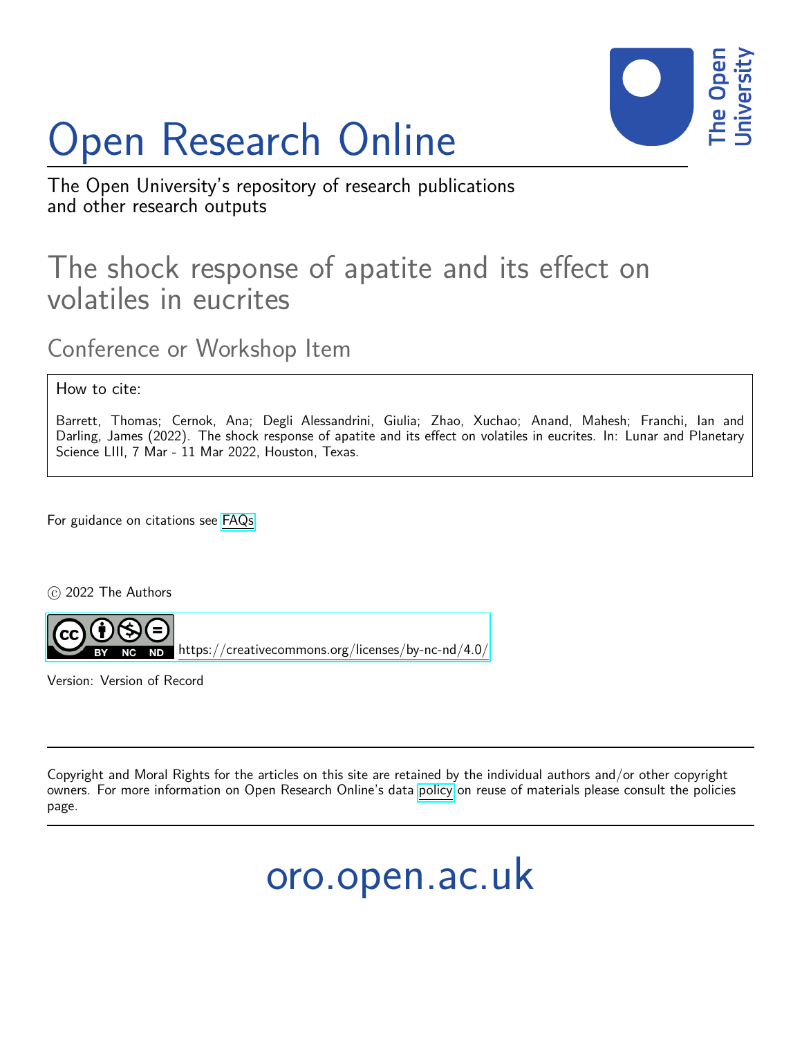# Open Research Online

The Open University's repository of research publications and other research outputs

## The shock response of apatite and its effect on volatiles in eucrites

### Conference or Workshop Item

How to cite:

Barrett, Thomas; Cernok, Ana; Degli Alessandrini, Giulia; Zhao, Xuchao; Anand, Mahesh; Franchi, Ian and Darling, James (2022). The shock response of apatite and its effect on volatiles in eucrites. In: Lunar and Planetary Science LIII, 7 Mar - 11 Mar 2022, Houston, Texas.

For guidance on citations see FAQs.

© 2022 The Authors

https://creativecommons.org/licenses/by-nc-nd/4.0/

Version: Version of Record

Copyright and Moral Rights for the articles on this site are retained by the individual authors and/or other copyright owners. For more information on Open Research Online's data policy on reuse of materials please consult the policies page.

oro.open.ac.uk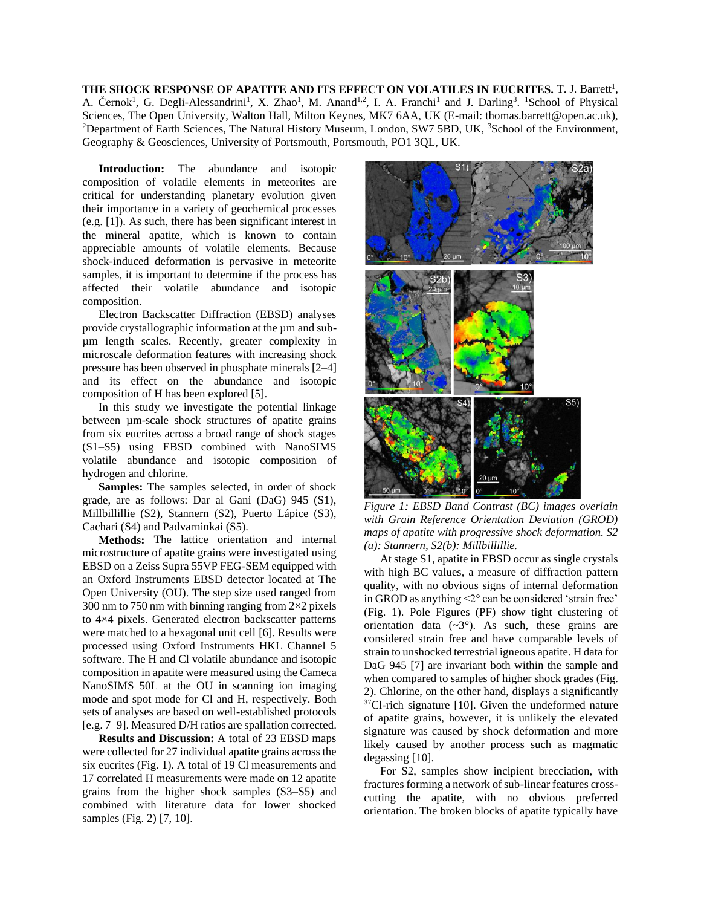**THE SHOCK RESPONSE OF APATITE AND ITS EFFECT ON VOLATILES IN EUCRITES.** T. J. Barrett[1], A. Černok[1], G. Degli-Alessandrini[1], X. Zhao[1], M. Anand[1,2], I. A. Franchi[1] and J. Darling[3]. [1]School of Physical Sciences, The Open University, Walton Hall, Milton Keynes, MK7 6AA, UK (E-mail: thomas.barrett@open.ac.uk), [2]Department of Earth Sciences, The Natural History Museum, London, SW7 5BD, UK, [3]School of the Environment, Geography & Geosciences, University of Portsmouth, Portsmouth, PO1 3QL, UK.

**Introduction:** The abundance and isotopic composition of volatile elements in meteorites are critical for understanding planetary evolution given their importance in a variety of geochemical processes (e.g. [1]). As such, there has been significant interest in the mineral apatite, which is known to contain appreciable amounts of volatile elements. Because shock-induced deformation is pervasive in meteorite samples, it is important to determine if the process has affected their volatile abundance and isotopic composition.

Electron Backscatter Diffraction (EBSD) analyses provide crystallographic information at the µm and sub-µm length scales. Recently, greater complexity in microscale deformation features with increasing shock pressure has been observed in phosphate minerals [2–4] and its effect on the abundance and isotopic composition of H has been explored [5].

In this study we investigate the potential linkage between µm-scale shock structures of apatite grains from six eucrites across a broad range of shock stages (S1–S5) using EBSD combined with NanoSIMS volatile abundance and isotopic composition of hydrogen and chlorine.

**Samples:** The samples selected, in order of shock grade, are as follows: Dar al Gani (DaG) 945 (S1), Millbillillie (S2), Stannern (S2), Puerto Lápice (S3), Cachari (S4) and Padvarninkai (S5).

**Methods:** The lattice orientation and internal microstructure of apatite grains were investigated using EBSD on a Zeiss Supra 55VP FEG-SEM equipped with an Oxford Instruments EBSD detector located at The Open University (OU). The step size used ranged from 300 nm to 750 nm with binning ranging from 2×2 pixels to 4×4 pixels. Generated electron backscatter patterns were matched to a hexagonal unit cell [6]. Results were processed using Oxford Instruments HKL Channel 5 software. The H and Cl volatile abundance and isotopic composition in apatite were measured using the Cameca NanoSIMS 50L at the OU in scanning ion imaging mode and spot mode for Cl and H, respectively. Both sets of analyses are based on well-established protocols [e.g. 7–9]. Measured D/H ratios are spallation corrected.

**Results and Discussion:** A total of 23 EBSD maps were collected for 27 individual apatite grains across the six eucrites (Fig. 1). A total of 19 Cl measurements and 17 correlated H measurements were made on 12 apatite grains from the higher shock samples (S3–S5) and combined with literature data for lower shocked samples (Fig. 2) [7, 10].

*Figure 1: EBSD Band Contrast (BC) images overlain with Grain Reference Orientation Deviation (GROD) maps of apatite with progressive shock deformation. S2 (a): Stannern, S2(b): Millbillillie.*

At stage S1, apatite in EBSD occur as single crystals with high BC values, a measure of diffraction pattern quality, with no obvious signs of internal deformation in GROD as anything <2° can be considered 'strain free' (Fig. 1). Pole Figures (PF) show tight clustering of orientation data (~3°). As such, these grains are considered strain free and have comparable levels of strain to unshocked terrestrial igneous apatite. H data for DaG 945 [7] are invariant both within the sample and when compared to samples of higher shock grades (Fig. 2). Chlorine, on the other hand, displays a significantly $^{37}$Cl-rich signature [10]. Given the undeformed nature of apatite grains, however, it is unlikely the elevated signature was caused by shock deformation and more likely caused by another process such as magmatic degassing [10].

For S2, samples show incipient brecciation, with fractures forming a network of sub-linear features cross-cutting the apatite, with no obvious preferred orientation. The broken blocks of apatite typically have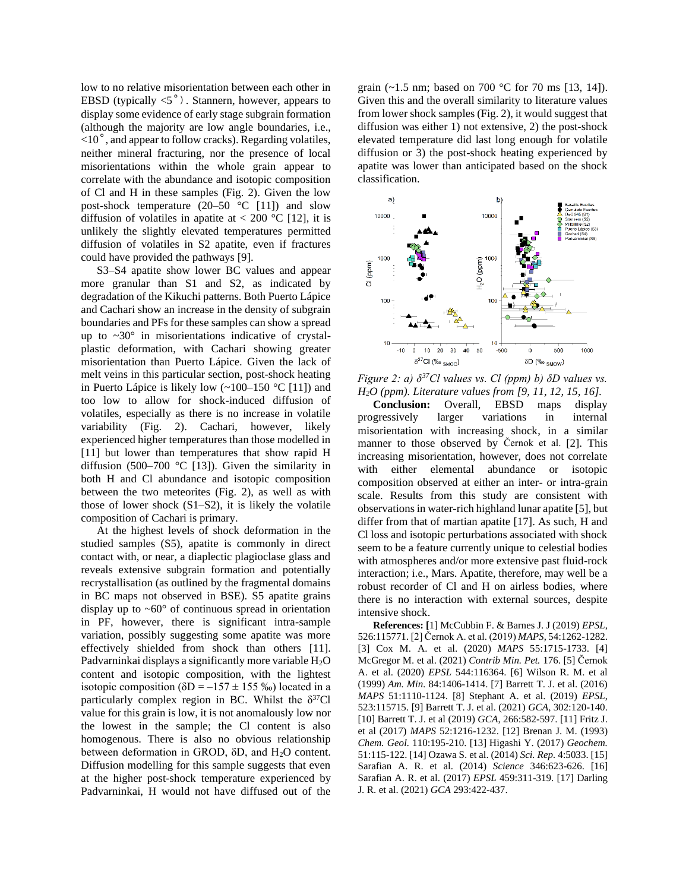low to no relative misorientation between each other in EBSD (typically <5°). Stannern, however, appears to display some evidence of early stage subgrain formation (although the majority are low angle boundaries, i.e., <10°, and appear to follow cracks). Regarding volatiles, neither mineral fracturing, nor the presence of local misorientations within the whole grain appear to correlate with the abundance and isotopic composition of Cl and H in these samples (Fig. 2). Given the low post-shock temperature (20–50 °C [11]) and slow diffusion of volatiles in apatite at < 200 °C [12], it is unlikely the slightly elevated temperatures permitted diffusion of volatiles in S2 apatite, even if fractures could have provided the pathways [9].

S3–S4 apatite show lower BC values and appear more granular than S1 and S2, as indicated by degradation of the Kikuchi patterns. Both Puerto Lápice and Cachari show an increase in the density of subgrain boundaries and PFs for these samples can show a spread up to ~30° in misorientations indicative of crystal-plastic deformation, with Cachari showing greater misorientation than Puerto Lápice. Given the lack of melt veins in this particular section, post-shock heating in Puerto Lápice is likely low (~100–150 °C [11]) and too low to allow for shock-induced diffusion of volatiles, especially as there is no increase in volatile variability (Fig. 2). Cachari, however, likely experienced higher temperatures than those modelled in [11] but lower than temperatures that show rapid H diffusion (500–700 °C [13]). Given the similarity in both H and Cl abundance and isotopic composition between the two meteorites (Fig. 2), as well as with those of lower shock (S1–S2), it is likely the volatile composition of Cachari is primary.

At the highest levels of shock deformation in the studied samples (S5), apatite is commonly in direct contact with, or near, a diaplectic plagioclase glass and reveals extensive subgrain formation and potentially recrystallisation (as outlined by the fragmental domains in BC maps not observed in BSE). S5 apatite grains display up to ~60° of continuous spread in orientation in PF, however, there is significant intra-sample variation, possibly suggesting some apatite was more effectively shielded from shock than others [11]. Padvarninkai displays a significantly more variable $H_2O$ content and isotopic composition, with the lightest isotopic composition ($\delta D = -157 \pm 155$ ‰) located in a particularly complex region in BC. Whilst the $\delta^{37}Cl$ value for this grain is low, it is not anomalously low nor the lowest in the sample; the Cl content is also homogenous. There is also no obvious relationship between deformation in GROD, δD, and $H_2O$ content. Diffusion modelling for this sample suggests that even at the higher post-shock temperature experienced by Padvarninkai, H would not have diffused out of the grain (~1.5 nm; based on 700 °C for 70 ms [13, 14]). Given this and the overall similarity to literature values from lower shock samples (Fig. 2), it would suggest that diffusion was either 1) not extensive, 2) the post-shock elevated temperature did last long enough for volatile diffusion or 3) the post-shock heating experienced by apatite was lower than anticipated based on the shock classification.

a)
10000
1000
100
10
Cl (ppm)
-10 0 10 20 30 40 50
$\delta^{37}$Cl (‰ SMOC)

b)
10000
1000
100
10
$H_2O$ (ppm)
-500 0 500 1000
δD (‰ SMOW)

Basaltic Eucrites
Cumulate Eucrites
DaG 945 (S1)
Stannern (S2)
Millbillillie (S2)
Puerto Lápice (S3)
Cachari (S4)
Padvarninkai (S5)

*Figure 2: a) $\delta^{37}Cl$ values vs. Cl (ppm) b) δD values vs. $H_2O$ (ppm). Literature values from [9, 11, 12, 15, 16].*

**Conclusion:** Overall, EBSD maps display progressively larger variations in internal misorientation with increasing shock, in a similar manner to those observed by Černok et al. [2]. This increasing misorientation, however, does not correlate with either elemental abundance or isotopic composition observed at either an inter- or intra-grain scale. Results from this study are consistent with observations in water-rich highland lunar apatite [5], but differ from that of martian apatite [17]. As such, H and Cl loss and isotopic perturbations associated with shock seem to be a feature currently unique to celestial bodies with atmospheres and/or more extensive past fluid-rock interaction; i.e., Mars. Apatite, therefore, may well be a robust recorder of Cl and H on airless bodies, where there is no interaction with external sources, despite intensive shock.

**References:** [1] McCubbin F. & Barnes J. J (2019) *EPSL*, 526:115771. [2] Černok A. et al. (2019) *MAPS*, 54:1262-1282. [3] Cox M. A. et al. (2020) *MAPS* 55:1715-1733. [4] McGregor M. et al. (2021) *Contrib Min. Pet.* 176. [5] Černok A. et al. (2020) *EPSL* 544:116364. [6] Wilson R. M. et al (1999) *Am. Min.* 84:1406-1414. [7] Barrett T. J. et al. (2016) *MAPS* 51:1110-1124. [8] Stephant A. et al. (2019) *EPSL*, 523:115715. [9] Barrett T. J. et al. (2021) *GCA*, 302:120-140. [10] Barrett T. J. et al (2019) *GCA*, 266:582-597. [11] Fritz J. et al (2017) *MAPS* 52:1216-1232. [12] Brenan J. M. (1993) *Chem. Geol.* 110:195-210. [13] Higashi Y. (2017) *Geochem.* 51:115-122. [14] Ozawa S. et al. (2014) *Sci. Rep.* 4:5033. [15] Sarafian A. R. et al. (2014) *Science* 346:623-626. [16] Sarafian A. R. et al. (2017) *EPSL* 459:311-319. [17] Darling J. R. et al. (2021) *GCA* 293:422-437.